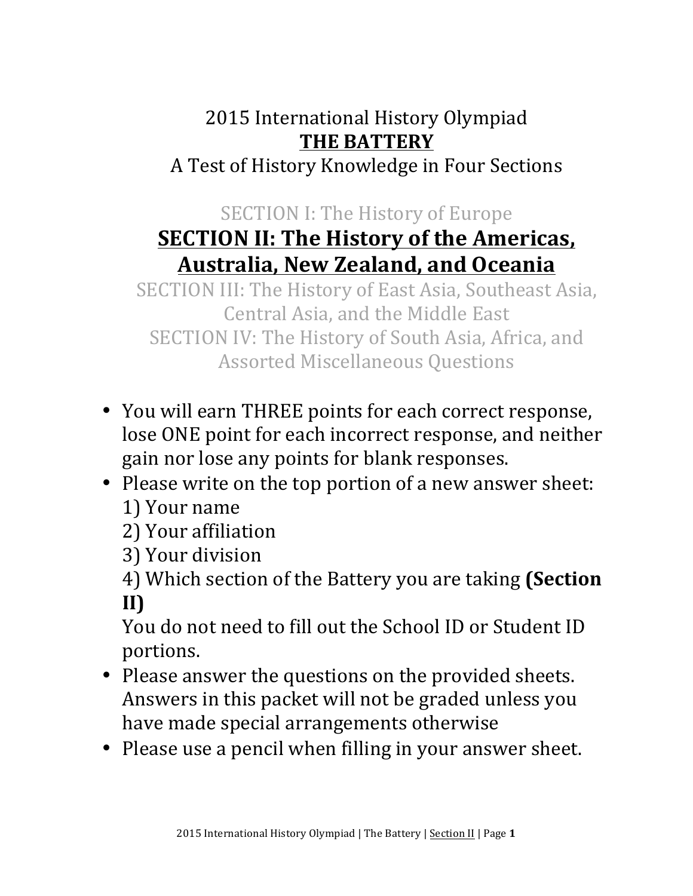# 2015 International History Olympiad

## THE BATTERY

A Test of History Knowledge in Four Sections

SECTION I: The History of Europe

## SECTION II: The History of the Americas, Australia, New Zealand, and Oceania

SECTION III: The History of East Asia, Southeast Asia, Central Asia, and the Middle East

SECTION IV: The History of South Asia, Africa, and Assorted Miscellaneous Questions

- You will earn THREE points for each correct response, lose ONE point for each incorrect response, and neither gain nor lose any points for blank responses.
- Please write on the top portion of a new answer sheet:
  1) Your name
  2) Your affiliation
  3) Your division
  4) Which section of the Battery you are taking **(Section II)**

  You do not need to fill out the School ID or Student ID portions.
- Please answer the questions on the provided sheets. Answers in this packet will not be graded unless you have made special arrangements otherwise
- Please use a pencil when filling in your answer sheet.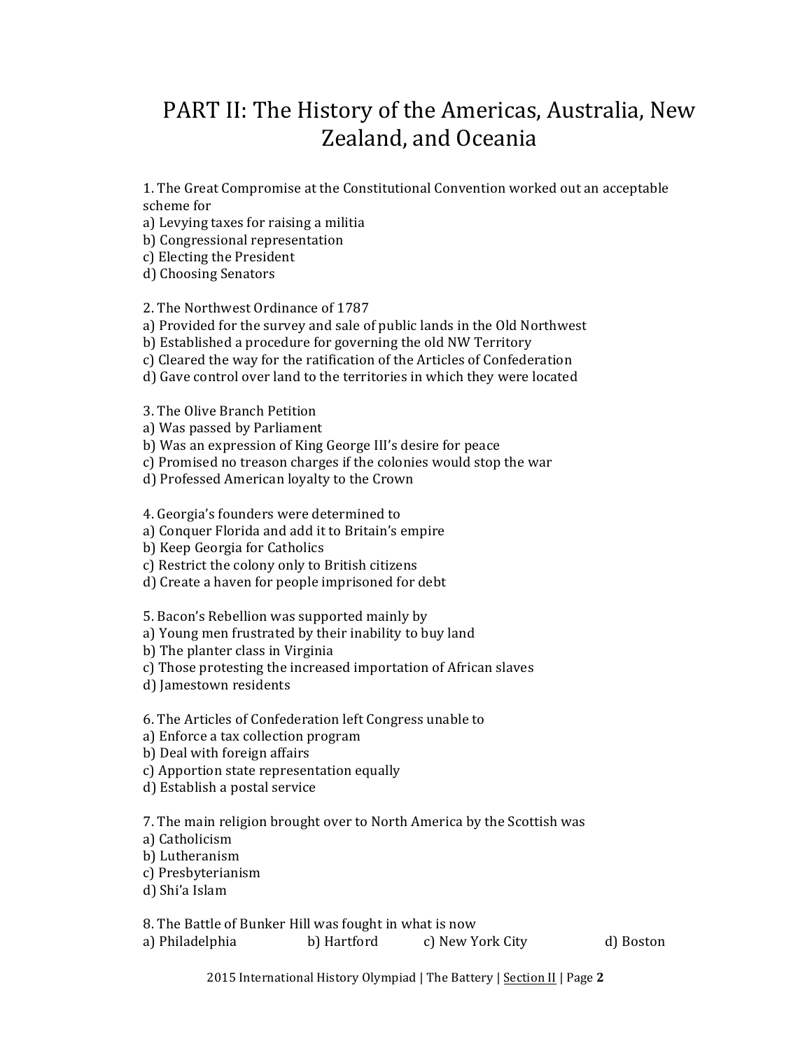# PART II: The History of the Americas, Australia, New Zealand, and Oceania

1. The Great Compromise at the Constitutional Convention worked out an acceptable scheme for
a) Levying taxes for raising a militia
b) Congressional representation
c) Electing the President
d) Choosing Senators

2. The Northwest Ordinance of 1787
a) Provided for the survey and sale of public lands in the Old Northwest
b) Established a procedure for governing the old NW Territory
c) Cleared the way for the ratification of the Articles of Confederation
d) Gave control over land to the territories in which they were located

3. The Olive Branch Petition
a) Was passed by Parliament
b) Was an expression of King George III's desire for peace
c) Promised no treason charges if the colonies would stop the war
d) Professed American loyalty to the Crown

4. Georgia's founders were determined to
a) Conquer Florida and add it to Britain's empire
b) Keep Georgia for Catholics
c) Restrict the colony only to British citizens
d) Create a haven for people imprisoned for debt

5. Bacon's Rebellion was supported mainly by
a) Young men frustrated by their inability to buy land
b) The planter class in Virginia
c) Those protesting the increased importation of African slaves
d) Jamestown residents

6. The Articles of Confederation left Congress unable to
a) Enforce a tax collection program
b) Deal with foreign affairs
c) Apportion state representation equally
d) Establish a postal service

7. The main religion brought over to North America by the Scottish was
a) Catholicism
b) Lutheranism
c) Presbyterianism
d) Shi'a Islam

8. The Battle of Bunker Hill was fought in what is now
a) Philadelphia b) Hartford c) New York City d) Boston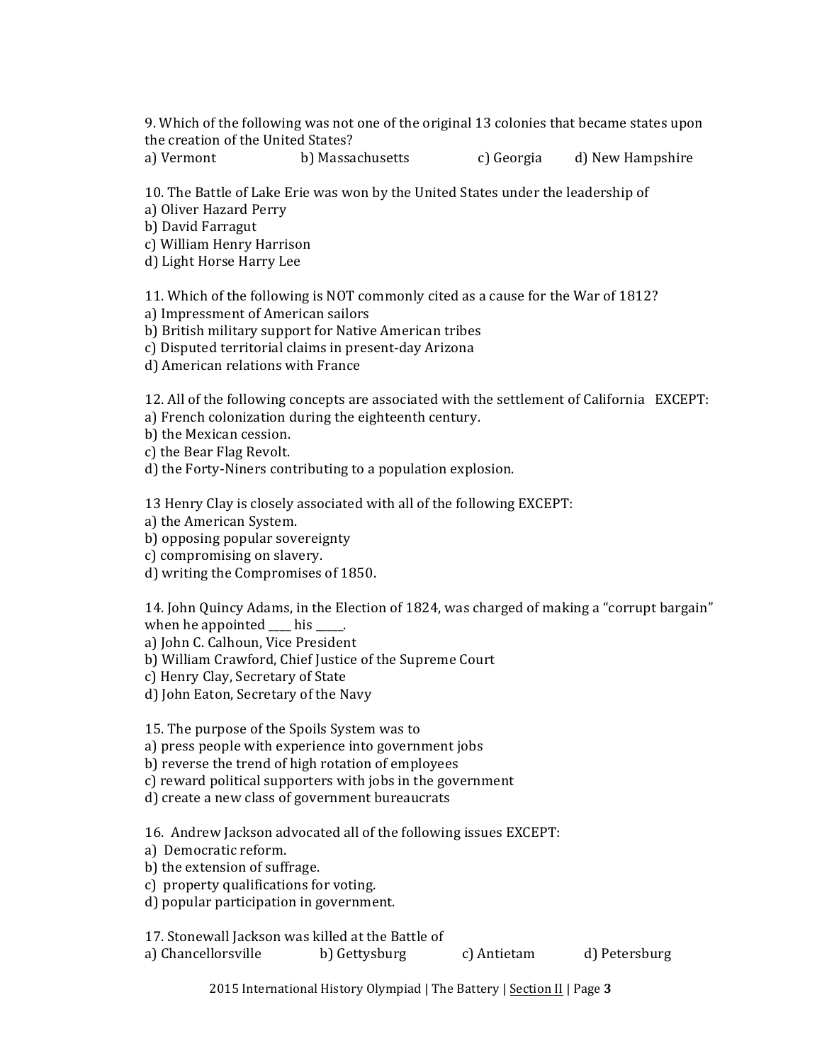9. Which of the following was not one of the original 13 colonies that became states upon the creation of the United States?
a) Vermont b) Massachusetts c) Georgia d) New Hampshire

10. The Battle of Lake Erie was won by the United States under the leadership of
a) Oliver Hazard Perry
b) David Farragut
c) William Henry Harrison
d) Light Horse Harry Lee

11. Which of the following is NOT commonly cited as a cause for the War of 1812?
a) Impressment of American sailors
b) British military support for Native American tribes
c) Disputed territorial claims in present-day Arizona
d) American relations with France

12. All of the following concepts are associated with the settlement of California EXCEPT:
a) French colonization during the eighteenth century.
b) the Mexican cession.
c) the Bear Flag Revolt.
d) the Forty-Niners contributing to a population explosion.

13 Henry Clay is closely associated with all of the following EXCEPT:
a) the American System.
b) opposing popular sovereignty
c) compromising on slavery.
d) writing the Compromises of 1850.

14. John Quincy Adams, in the Election of 1824, was charged of making a "corrupt bargain" when he appointed ____ his _____.
a) John C. Calhoun, Vice President
b) William Crawford, Chief Justice of the Supreme Court
c) Henry Clay, Secretary of State
d) John Eaton, Secretary of the Navy

15. The purpose of the Spoils System was to
a) press people with experience into government jobs
b) reverse the trend of high rotation of employees
c) reward political supporters with jobs in the government
d) create a new class of government bureaucrats

16. Andrew Jackson advocated all of the following issues EXCEPT:
a) Democratic reform.
b) the extension of suffrage.
c) property qualifications for voting.
d) popular participation in government.

17. Stonewall Jackson was killed at the Battle of
a) Chancellorsville b) Gettysburg c) Antietam d) Petersburg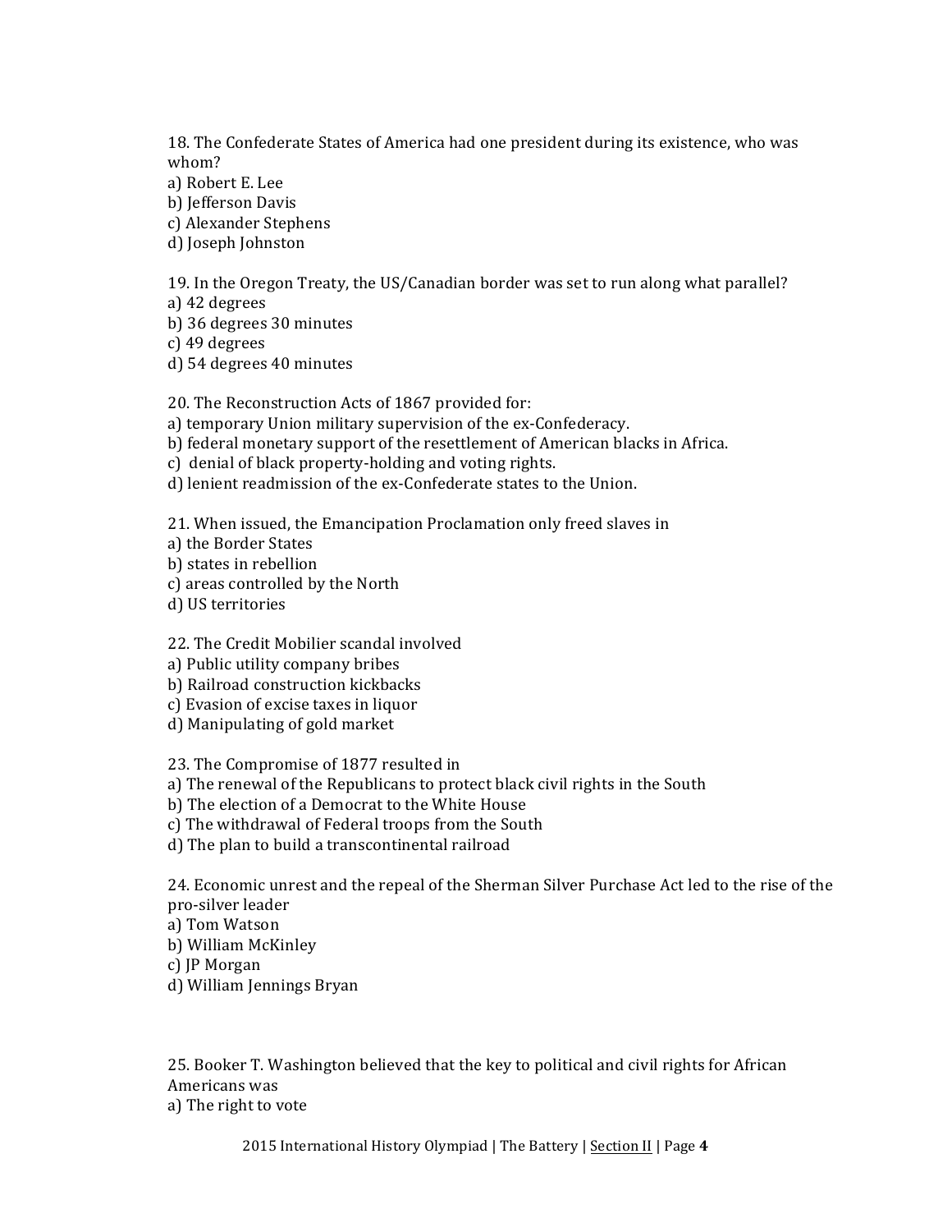18. The Confederate States of America had one president during its existence, who was whom?
a) Robert E. Lee
b) Jefferson Davis
c) Alexander Stephens
d) Joseph Johnston

19. In the Oregon Treaty, the US/Canadian border was set to run along what parallel?
a) 42 degrees
b) 36 degrees 30 minutes
c) 49 degrees
d) 54 degrees 40 minutes

20. The Reconstruction Acts of 1867 provided for:
a) temporary Union military supervision of the ex-Confederacy.
b) federal monetary support of the resettlement of American blacks in Africa.
c) denial of black property-holding and voting rights.
d) lenient readmission of the ex-Confederate states to the Union.

21. When issued, the Emancipation Proclamation only freed slaves in
a) the Border States
b) states in rebellion
c) areas controlled by the North
d) US territories

22. The Credit Mobilier scandal involved
a) Public utility company bribes
b) Railroad construction kickbacks
c) Evasion of excise taxes in liquor
d) Manipulating of gold market

23. The Compromise of 1877 resulted in
a) The renewal of the Republicans to protect black civil rights in the South
b) The election of a Democrat to the White House
c) The withdrawal of Federal troops from the South
d) The plan to build a transcontinental railroad

24. Economic unrest and the repeal of the Sherman Silver Purchase Act led to the rise of the pro-silver leader
a) Tom Watson
b) William McKinley
c) JP Morgan
d) William Jennings Bryan

25. Booker T. Washington believed that the key to political and civil rights for African Americans was
a) The right to vote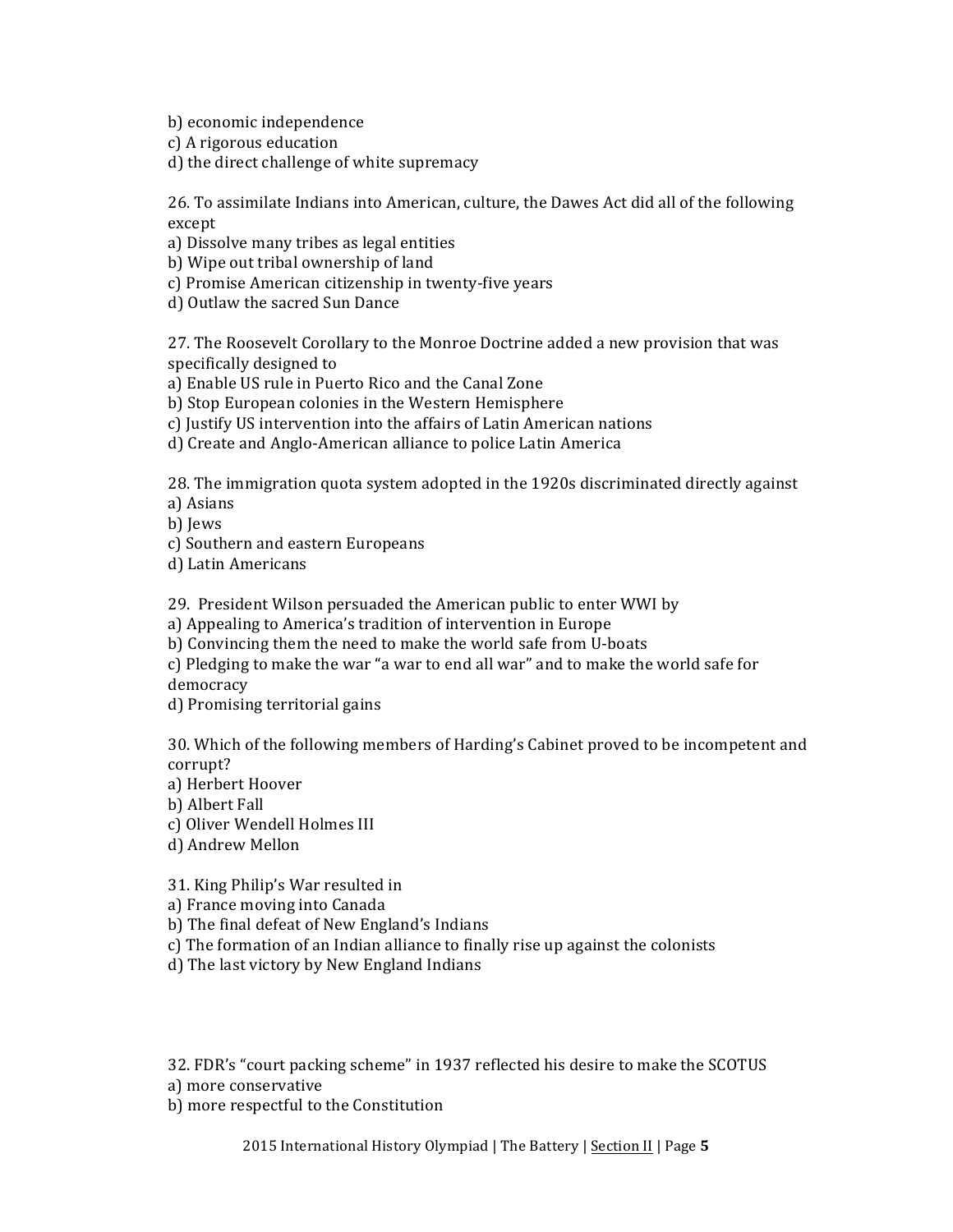b) economic independence
c) A rigorous education
d) the direct challenge of white supremacy

26. To assimilate Indians into American, culture, the Dawes Act did all of the following except
a) Dissolve many tribes as legal entities
b) Wipe out tribal ownership of land
c) Promise American citizenship in twenty-five years
d) Outlaw the sacred Sun Dance

27. The Roosevelt Corollary to the Monroe Doctrine added a new provision that was specifically designed to
a) Enable US rule in Puerto Rico and the Canal Zone
b) Stop European colonies in the Western Hemisphere
c) Justify US intervention into the affairs of Latin American nations
d) Create and Anglo-American alliance to police Latin America

28. The immigration quota system adopted in the 1920s discriminated directly against
a) Asians
b) Jews
c) Southern and eastern Europeans
d) Latin Americans

29. President Wilson persuaded the American public to enter WWI by
a) Appealing to America's tradition of intervention in Europe
b) Convincing them the need to make the world safe from U-boats
c) Pledging to make the war "a war to end all war" and to make the world safe for democracy
d) Promising territorial gains

30. Which of the following members of Harding's Cabinet proved to be incompetent and corrupt?
a) Herbert Hoover
b) Albert Fall
c) Oliver Wendell Holmes III
d) Andrew Mellon

31. King Philip's War resulted in
a) France moving into Canada
b) The final defeat of New England's Indians
c) The formation of an Indian alliance to finally rise up against the colonists
d) The last victory by New England Indians

32. FDR's "court packing scheme" in 1937 reflected his desire to make the SCOTUS
a) more conservative
b) more respectful to the Constitution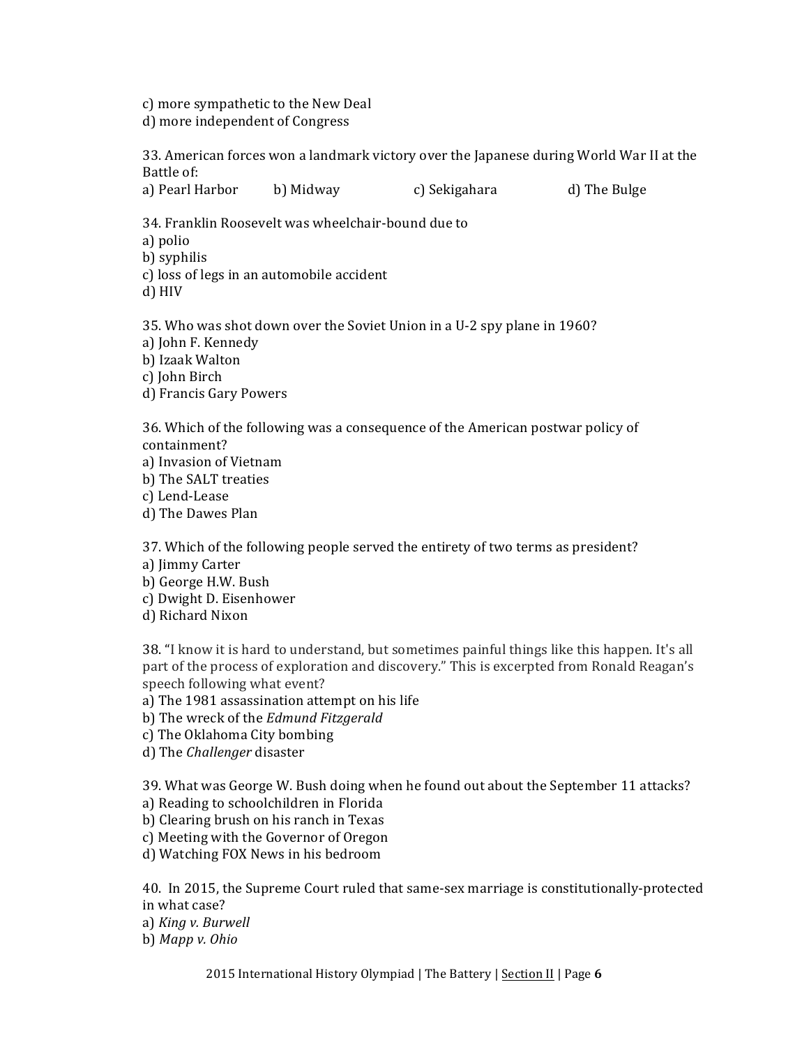c) more sympathetic to the New Deal
d) more independent of Congress

33. American forces won a landmark victory over the Japanese during World War II at the Battle of:
a) Pearl Harbor  b) Midway  c) Sekigahara  d) The Bulge

34. Franklin Roosevelt was wheelchair-bound due to
a) polio
b) syphilis
c) loss of legs in an automobile accident
d) HIV

35. Who was shot down over the Soviet Union in a U-2 spy plane in 1960?
a) John F. Kennedy
b) Izaak Walton
c) John Birch
d) Francis Gary Powers

36. Which of the following was a consequence of the American postwar policy of containment?
a) Invasion of Vietnam
b) The SALT treaties
c) Lend-Lease
d) The Dawes Plan

37. Which of the following people served the entirety of two terms as president?
a) Jimmy Carter
b) George H.W. Bush
c) Dwight D. Eisenhower
d) Richard Nixon

38. "I know it is hard to understand, but sometimes painful things like this happen. It's all part of the process of exploration and discovery." This is excerpted from Ronald Reagan's speech following what event?
a) The 1981 assassination attempt on his life
b) The wreck of the *Edmund Fitzgerald*
c) The Oklahoma City bombing
d) The *Challenger* disaster

39. What was George W. Bush doing when he found out about the September 11 attacks?
a) Reading to schoolchildren in Florida
b) Clearing brush on his ranch in Texas
c) Meeting with the Governor of Oregon
d) Watching FOX News in his bedroom

40. In 2015, the Supreme Court ruled that same-sex marriage is constitutionally-protected in what case?
a) *King v. Burwell*
b) *Mapp v. Ohio*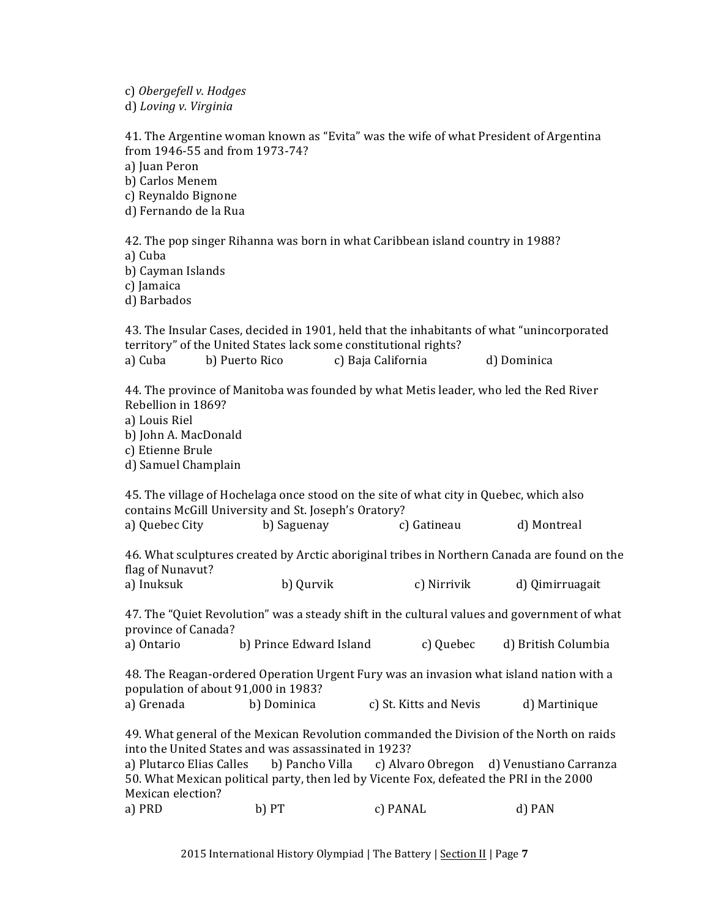c) *Obergefell v. Hodges*
d) *Loving v. Virginia*

41. The Argentine woman known as "Evita" was the wife of what President of Argentina from 1946-55 and from 1973-74?
a) Juan Peron
b) Carlos Menem
c) Reynaldo Bignone
d) Fernando de la Rua

42. The pop singer Rihanna was born in what Caribbean island country in 1988?
a) Cuba
b) Cayman Islands
c) Jamaica
d) Barbados

43. The Insular Cases, decided in 1901, held that the inhabitants of what "unincorporated territory" of the United States lack some constitutional rights?
a) Cuba b) Puerto Rico c) Baja California d) Dominica

44. The province of Manitoba was founded by what Metis leader, who led the Red River Rebellion in 1869?
a) Louis Riel
b) John A. MacDonald
c) Etienne Brule
d) Samuel Champlain

45. The village of Hochelaga once stood on the site of what city in Quebec, which also contains McGill University and St. Joseph's Oratory?
a) Quebec City b) Saguenay c) Gatineau d) Montreal

46. What sculptures created by Arctic aboriginal tribes in Northern Canada are found on the flag of Nunavut?
a) Inuksuk b) Qurvik c) Nirrivik d) Qimirruagait

47. The "Quiet Revolution" was a steady shift in the cultural values and government of what province of Canada?
a) Ontario b) Prince Edward Island c) Quebec d) British Columbia

48. The Reagan-ordered Operation Urgent Fury was an invasion what island nation with a population of about 91,000 in 1983?
a) Grenada b) Dominica c) St. Kitts and Nevis d) Martinique

49. What general of the Mexican Revolution commanded the Division of the North on raids into the United States and was assassinated in 1923?
a) Plutarco Elias Calles b) Pancho Villa c) Alvaro Obregon d) Venustiano Carranza

50. What Mexican political party, then led by Vicente Fox, defeated the PRI in the 2000 Mexican election?
a) PRD b) PT c) PANAL d) PAN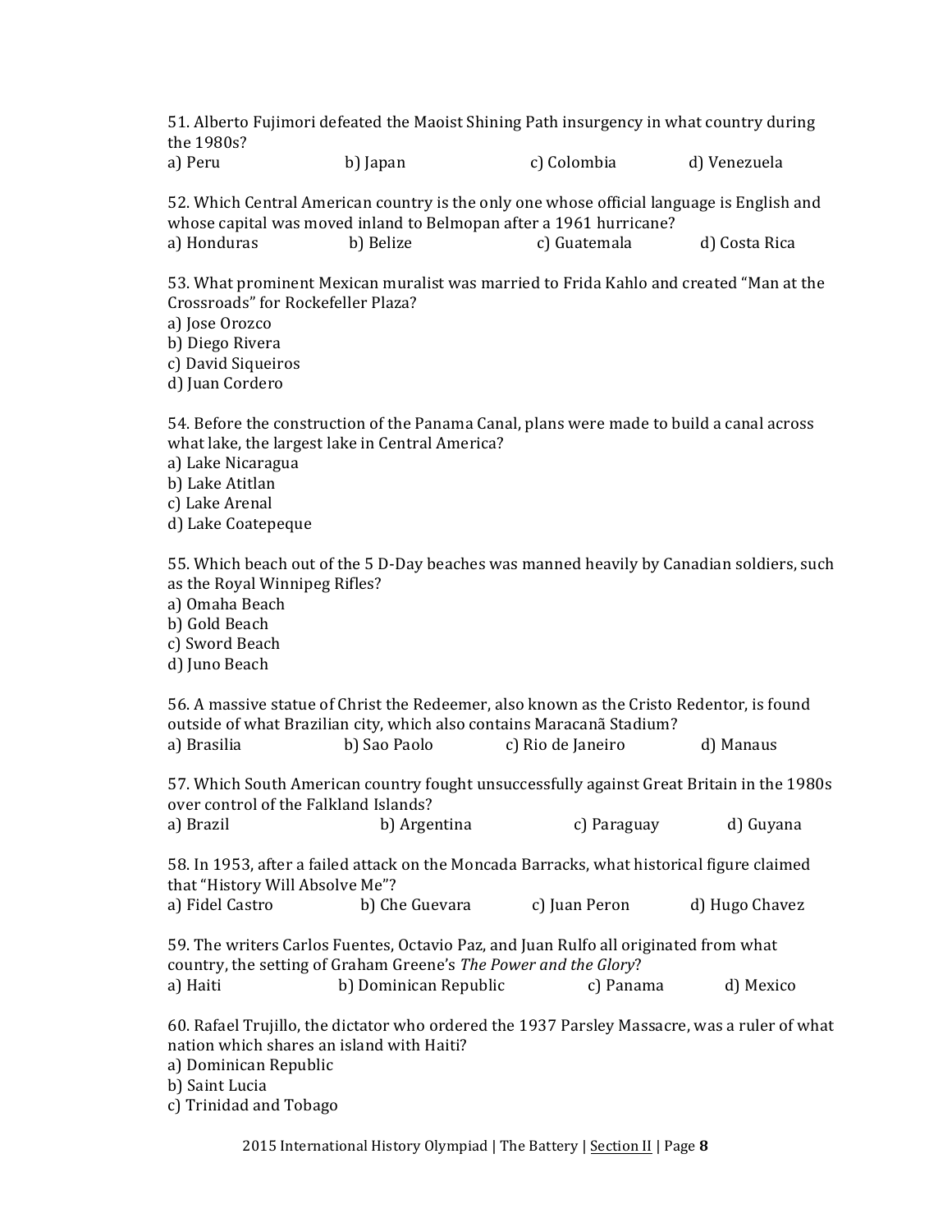51. Alberto Fujimori defeated the Maoist Shining Path insurgency in what country during the 1980s?
a) Peru b) Japan c) Colombia d) Venezuela

52. Which Central American country is the only one whose official language is English and whose capital was moved inland to Belmopan after a 1961 hurricane?
a) Honduras b) Belize c) Guatemala d) Costa Rica

53. What prominent Mexican muralist was married to Frida Kahlo and created "Man at the Crossroads" for Rockefeller Plaza?
a) Jose Orozco
b) Diego Rivera
c) David Siqueiros
d) Juan Cordero

54. Before the construction of the Panama Canal, plans were made to build a canal across what lake, the largest lake in Central America?
a) Lake Nicaragua
b) Lake Atitlan
c) Lake Arenal
d) Lake Coatepeque

55. Which beach out of the 5 D-Day beaches was manned heavily by Canadian soldiers, such as the Royal Winnipeg Rifles?
a) Omaha Beach
b) Gold Beach
c) Sword Beach
d) Juno Beach

56. A massive statue of Christ the Redeemer, also known as the Cristo Redentor, is found outside of what Brazilian city, which also contains Maracanã Stadium?
a) Brasilia b) Sao Paolo c) Rio de Janeiro d) Manaus

57. Which South American country fought unsuccessfully against Great Britain in the 1980s over control of the Falkland Islands?
a) Brazil b) Argentina c) Paraguay d) Guyana

58. In 1953, after a failed attack on the Moncada Barracks, what historical figure claimed that "History Will Absolve Me"?
a) Fidel Castro b) Che Guevara c) Juan Peron d) Hugo Chavez

59. The writers Carlos Fuentes, Octavio Paz, and Juan Rulfo all originated from what country, the setting of Graham Greene's *The Power and the Glory*?
a) Haiti b) Dominican Republic c) Panama d) Mexico

60. Rafael Trujillo, the dictator who ordered the 1937 Parsley Massacre, was a ruler of what nation which shares an island with Haiti?
a) Dominican Republic
b) Saint Lucia
c) Trinidad and Tobago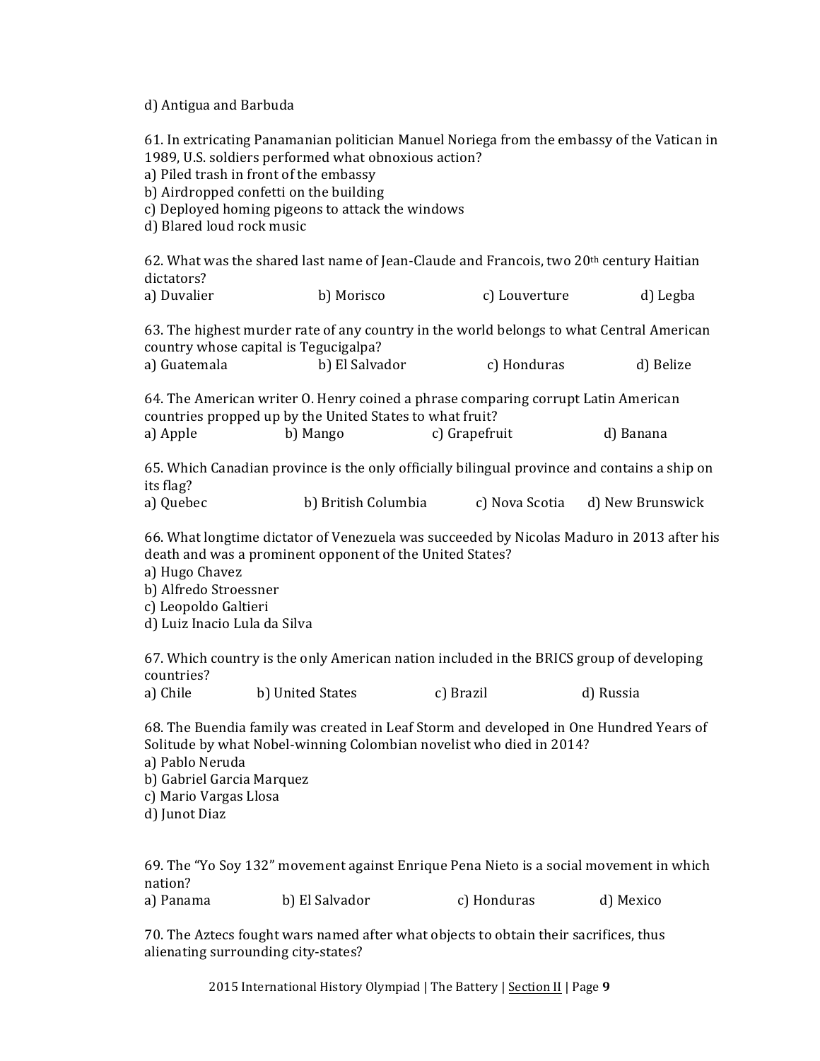d) Antigua and Barbuda

61. In extricating Panamanian politician Manuel Noriega from the embassy of the Vatican in 1989, U.S. soldiers performed what obnoxious action?
a) Piled trash in front of the embassy
b) Airdropped confetti on the building
c) Deployed homing pigeons to attack the windows
d) Blared loud rock music

62. What was the shared last name of Jean-Claude and Francois, two 20th century Haitian dictators?
a) Duvalier b) Morisco c) Louverture d) Legba

63. The highest murder rate of any country in the world belongs to what Central American country whose capital is Tegucigalpa?
a) Guatemala b) El Salvador c) Honduras d) Belize

64. The American writer O. Henry coined a phrase comparing corrupt Latin American countries propped up by the United States to what fruit?
a) Apple b) Mango c) Grapefruit d) Banana

65. Which Canadian province is the only officially bilingual province and contains a ship on its flag?
a) Quebec b) British Columbia c) Nova Scotia d) New Brunswick

66. What longtime dictator of Venezuela was succeeded by Nicolas Maduro in 2013 after his death and was a prominent opponent of the United States?
a) Hugo Chavez
b) Alfredo Stroessner
c) Leopoldo Galtieri
d) Luiz Inacio Lula da Silva

67. Which country is the only American nation included in the BRICS group of developing countries?
a) Chile b) United States c) Brazil d) Russia

68. The Buendia family was created in Leaf Storm and developed in One Hundred Years of Solitude by what Nobel-winning Colombian novelist who died in 2014?
a) Pablo Neruda
b) Gabriel Garcia Marquez
c) Mario Vargas Llosa
d) Junot Diaz

69. The "Yo Soy 132" movement against Enrique Pena Nieto is a social movement in which nation?
a) Panama b) El Salvador c) Honduras d) Mexico

70. The Aztecs fought wars named after what objects to obtain their sacrifices, thus alienating surrounding city-states?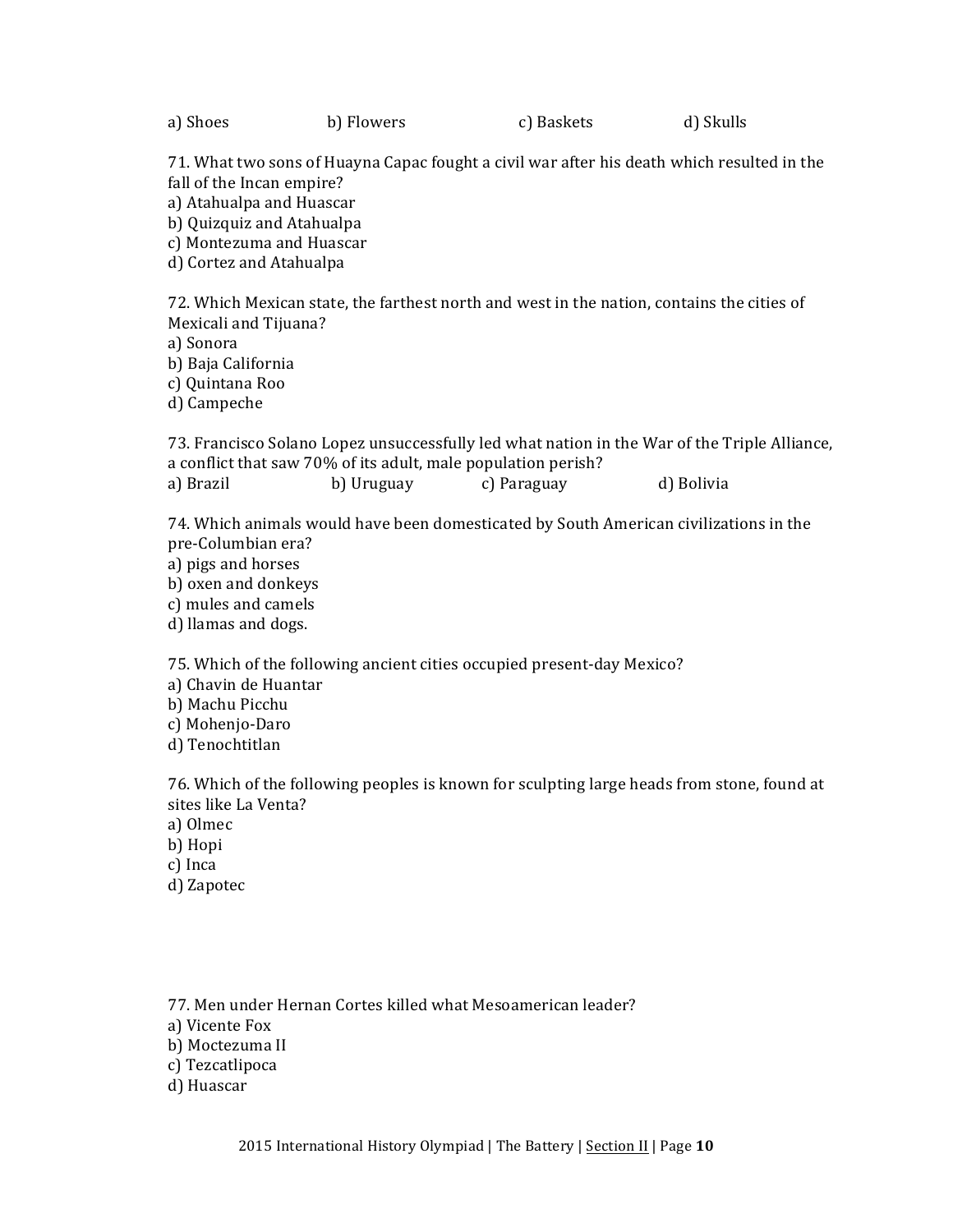a) Shoes b) Flowers c) Baskets d) Skulls

71. What two sons of Huayna Capac fought a civil war after his death which resulted in the fall of the Incan empire?
a) Atahualpa and Huascar
b) Quizquiz and Atahualpa
c) Montezuma and Huascar
d) Cortez and Atahualpa

72. Which Mexican state, the farthest north and west in the nation, contains the cities of Mexicali and Tijuana?
a) Sonora
b) Baja California
c) Quintana Roo
d) Campeche

73. Francisco Solano Lopez unsuccessfully led what nation in the War of the Triple Alliance, a conflict that saw 70% of its adult, male population perish?
a) Brazil b) Uruguay c) Paraguay d) Bolivia

74. Which animals would have been domesticated by South American civilizations in the pre-Columbian era?
a) pigs and horses
b) oxen and donkeys
c) mules and camels
d) llamas and dogs.

75. Which of the following ancient cities occupied present-day Mexico?
a) Chavin de Huantar
b) Machu Picchu
c) Mohenjo-Daro
d) Tenochtitlan

76. Which of the following peoples is known for sculpting large heads from stone, found at sites like La Venta?
a) Olmec
b) Hopi
c) Inca
d) Zapotec

77. Men under Hernan Cortes killed what Mesoamerican leader?
a) Vicente Fox
b) Moctezuma II
c) Tezcatlipoca
d) Huascar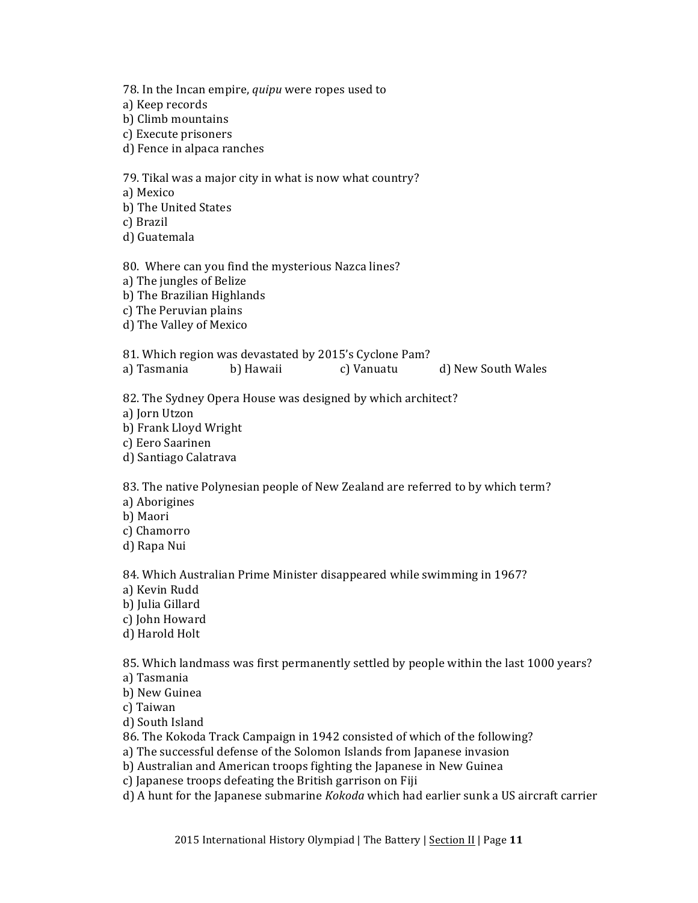78. In the Incan empire, *quipu* were ropes used to
a) Keep records
b) Climb mountains
c) Execute prisoners
d) Fence in alpaca ranches

79. Tikal was a major city in what is now what country?
a) Mexico
b) The United States
c) Brazil
d) Guatemala

80. Where can you find the mysterious Nazca lines?
a) The jungles of Belize
b) The Brazilian Highlands
c) The Peruvian plains
d) The Valley of Mexico

81. Which region was devastated by 2015's Cyclone Pam?
a) Tasmania b) Hawaii c) Vanuatu d) New South Wales

82. The Sydney Opera House was designed by which architect?
a) Jorn Utzon
b) Frank Lloyd Wright
c) Eero Saarinen
d) Santiago Calatrava

83. The native Polynesian people of New Zealand are referred to by which term?
a) Aborigines
b) Maori
c) Chamorro
d) Rapa Nui

84. Which Australian Prime Minister disappeared while swimming in 1967?
a) Kevin Rudd
b) Julia Gillard
c) John Howard
d) Harold Holt

85. Which landmass was first permanently settled by people within the last 1000 years?
a) Tasmania
b) New Guinea
c) Taiwan
d) South Island

86. The Kokoda Track Campaign in 1942 consisted of which of the following?
a) The successful defense of the Solomon Islands from Japanese invasion
b) Australian and American troops fighting the Japanese in New Guinea
c) Japanese troops defeating the British garrison on Fiji
d) A hunt for the Japanese submarine *Kokoda* which had earlier sunk a US aircraft carrier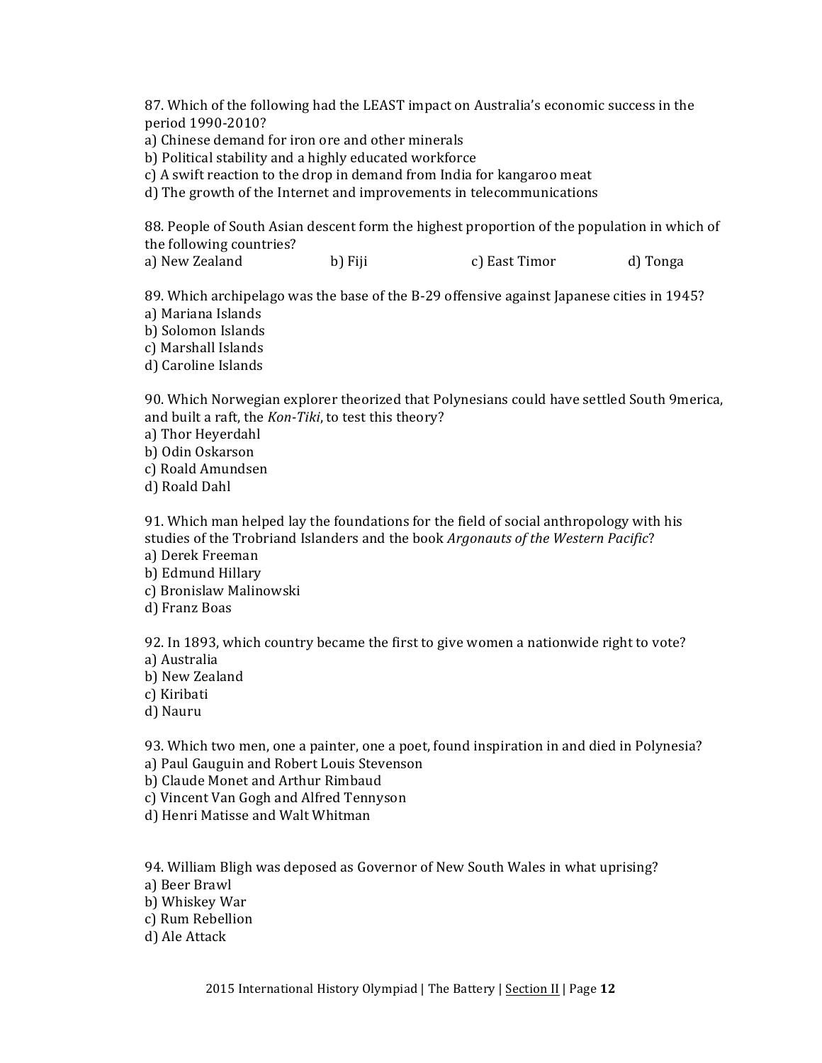87. Which of the following had the LEAST impact on Australia's economic success in the period 1990-2010?
a) Chinese demand for iron ore and other minerals
b) Political stability and a highly educated workforce
c) A swift reaction to the drop in demand from India for kangaroo meat
d) The growth of the Internet and improvements in telecommunications

88. People of South Asian descent form the highest proportion of the population in which of the following countries?
a) New Zealand b) Fiji c) East Timor d) Tonga

89. Which archipelago was the base of the B-29 offensive against Japanese cities in 1945?
a) Mariana Islands
b) Solomon Islands
c) Marshall Islands
d) Caroline Islands

90. Which Norwegian explorer theorized that Polynesians could have settled South 9merica, and built a raft, the *Kon-Tiki*, to test this theory?
a) Thor Heyerdahl
b) Odin Oskarson
c) Roald Amundsen
d) Roald Dahl

91. Which man helped lay the foundations for the field of social anthropology with his studies of the Trobriand Islanders and the book *Argonauts of the Western Pacific*?
a) Derek Freeman
b) Edmund Hillary
c) Bronislaw Malinowski
d) Franz Boas

92. In 1893, which country became the first to give women a nationwide right to vote?
a) Australia
b) New Zealand
c) Kiribati
d) Nauru

93. Which two men, one a painter, one a poet, found inspiration in and died in Polynesia?
a) Paul Gauguin and Robert Louis Stevenson
b) Claude Monet and Arthur Rimbaud
c) Vincent Van Gogh and Alfred Tennyson
d) Henri Matisse and Walt Whitman

94. William Bligh was deposed as Governor of New South Wales in what uprising?
a) Beer Brawl
b) Whiskey War
c) Rum Rebellion
d) Ale Attack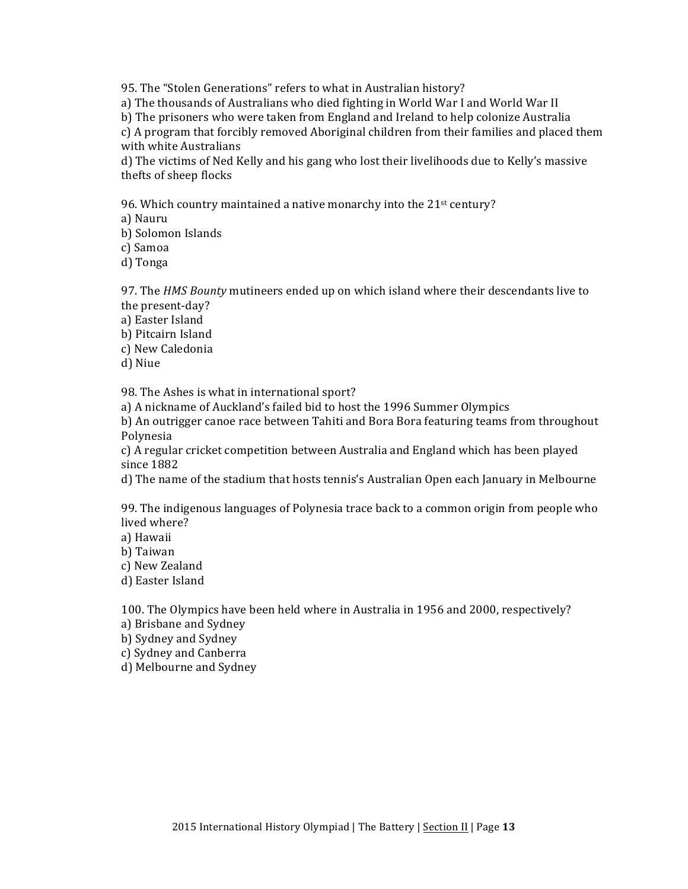95. The "Stolen Generations" refers to what in Australian history?
a) The thousands of Australians who died fighting in World War I and World War II
b) The prisoners who were taken from England and Ireland to help colonize Australia
c) A program that forcibly removed Aboriginal children from their families and placed them with white Australians
d) The victims of Ned Kelly and his gang who lost their livelihoods due to Kelly's massive thefts of sheep flocks

96. Which country maintained a native monarchy into the 21st century?
a) Nauru
b) Solomon Islands
c) Samoa
d) Tonga

97. The *HMS Bounty* mutineers ended up on which island where their descendants live to the present-day?
a) Easter Island
b) Pitcairn Island
c) New Caledonia
d) Niue

98. The Ashes is what in international sport?
a) A nickname of Auckland's failed bid to host the 1996 Summer Olympics
b) An outrigger canoe race between Tahiti and Bora Bora featuring teams from throughout Polynesia
c) A regular cricket competition between Australia and England which has been played since 1882
d) The name of the stadium that hosts tennis's Australian Open each January in Melbourne

99. The indigenous languages of Polynesia trace back to a common origin from people who lived where?
a) Hawaii
b) Taiwan
c) New Zealand
d) Easter Island

100. The Olympics have been held where in Australia in 1956 and 2000, respectively?
a) Brisbane and Sydney
b) Sydney and Sydney
c) Sydney and Canberra
d) Melbourne and Sydney